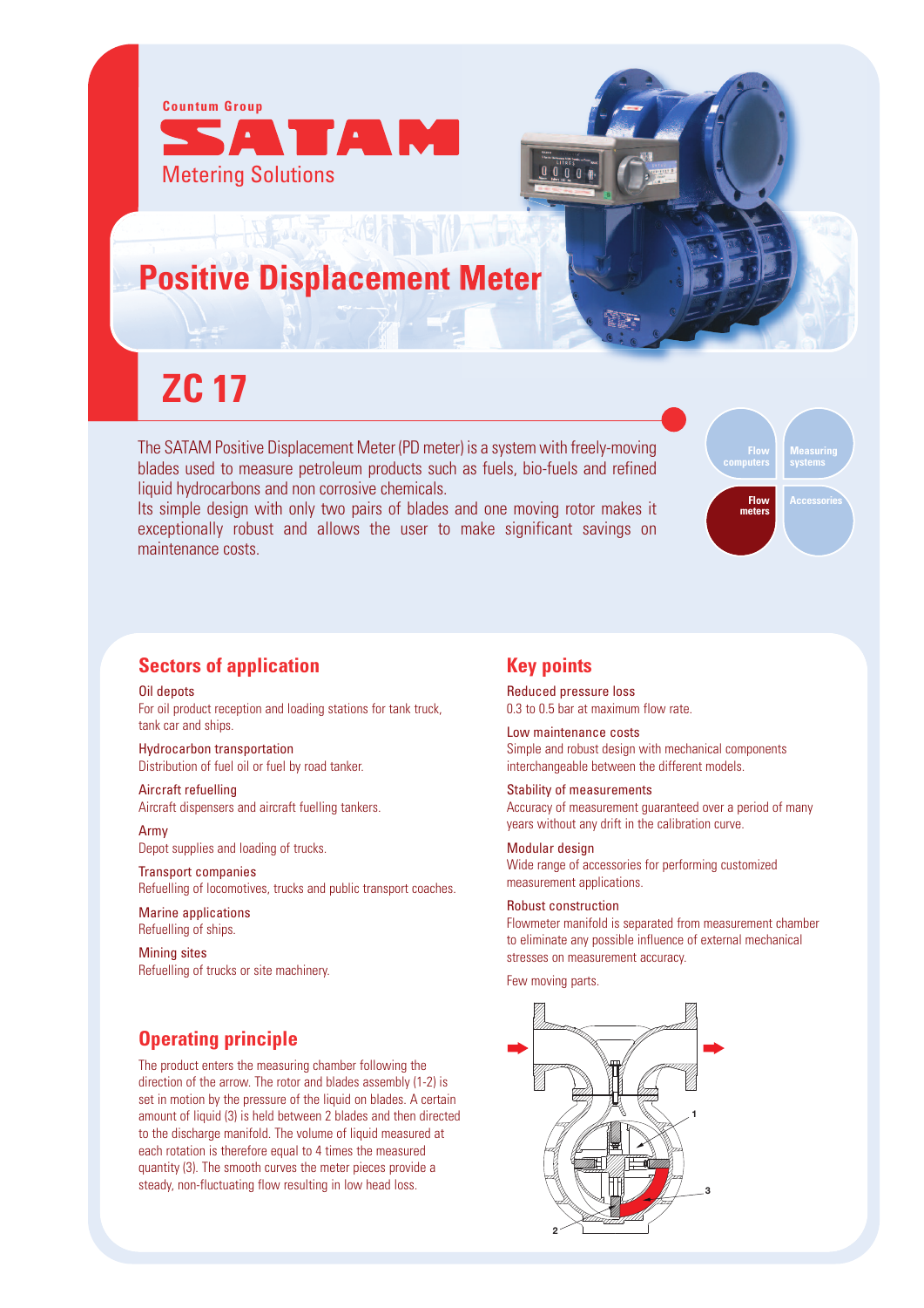Countum Group

SATAM

Metering Solutions

# Positive Displacement Meter

# ZC 17

The SATAM Positive Displacement Meter (PD meter) is a system with freely-moving blades used to measure petroleum products such as fuels, bio-fuels and refined liquid hydrocarbons and non corrosive chemicals.
Its simple design with only two pairs of blades and one moving rotor makes it exceptionally robust and allows the user to make significant savings on maintenance costs.

Flow computers | Measuring systems | Flow meters | Accessories

## Sectors of application

Oil depots
For oil product reception and loading stations for tank truck, tank car and ships.

Hydrocarbon transportation
Distribution of fuel oil or fuel by road tanker.

Aircraft refuelling
Aircraft dispensers and aircraft fuelling tankers.

Army
Depot supplies and loading of trucks.

Transport companies
Refuelling of locomotives, trucks and public transport coaches.

Marine applications
Refuelling of ships.

Mining sites
Refuelling of trucks or site machinery.

## Operating principle

The product enters the measuring chamber following the direction of the arrow. The rotor and blades assembly (1-2) is set in motion by the pressure of the liquid on blades. A certain amount of liquid (3) is held between 2 blades and then directed to the discharge manifold. The volume of liquid measured at each rotation is therefore equal to 4 times the measured quantity (3). The smooth curves the meter pieces provide a steady, non-fluctuating flow resulting in low head loss.

## Key points

Reduced pressure loss
0.3 to 0.5 bar at maximum flow rate.

Low maintenance costs
Simple and robust design with mechanical components interchangeable between the different models.

Stability of measurements
Accuracy of measurement guaranteed over a period of many years without any drift in the calibration curve.

Modular design
Wide range of accessories for performing customized measurement applications.

Robust construction
Flowmeter manifold is separated from measurement chamber to eliminate any possible influence of external mechanical stresses on measurement accuracy.

Few moving parts.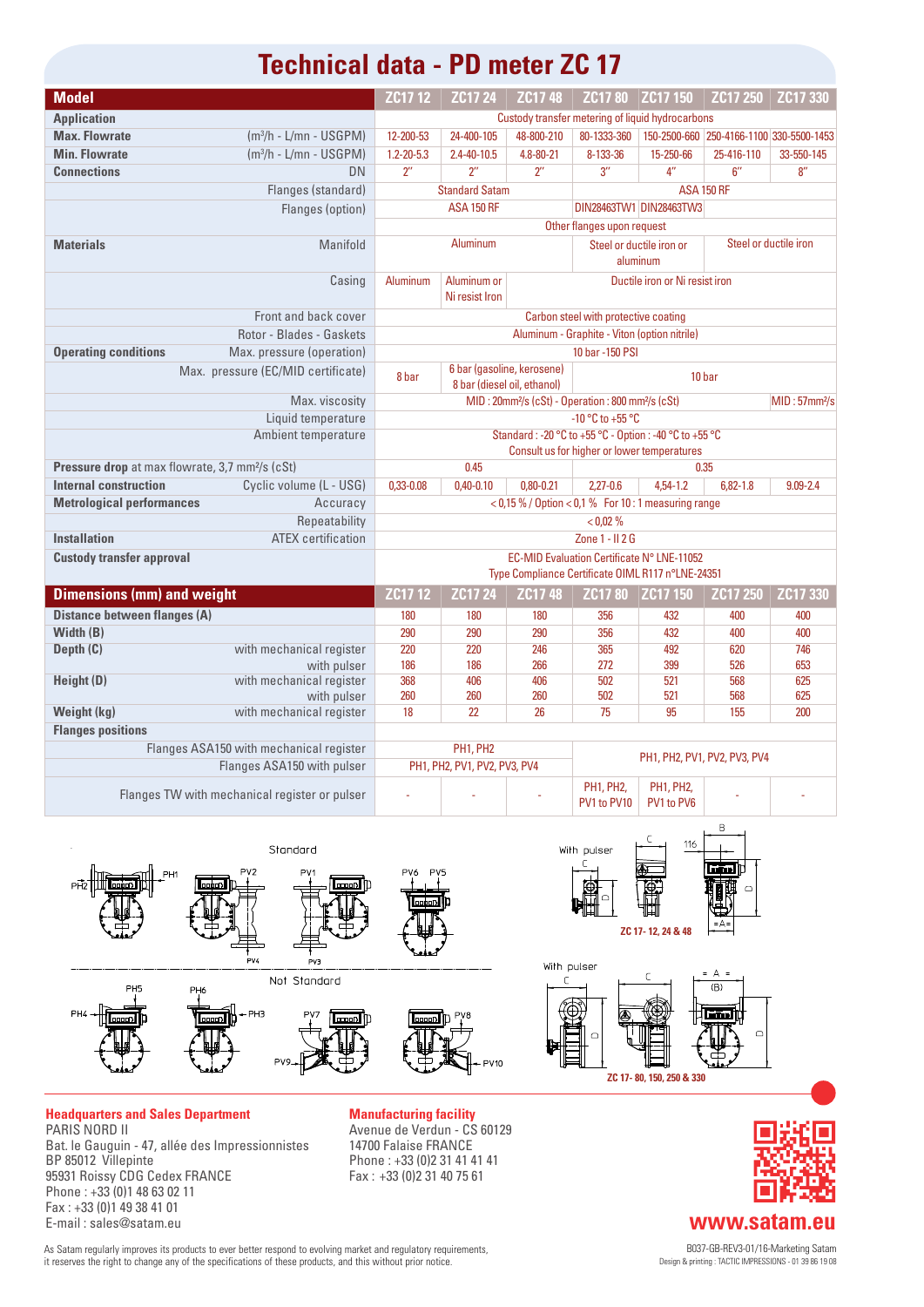# Technical data - PD meter ZC 17

| Model | | ZC17 12 | ZC17 24 | ZC17 48 | ZC17 80 | ZC17 150 | ZC17 250 | ZC17 330 |
|---|---|---|---|---|---|---|---|---|
| **Application** | | Custody transfer metering of liquid hydrocarbons | | | | | | |
| **Max. Flowrate** | (m³/h - L/mn - USGPM) | 12-200-53 | 24-400-105 | 48-800-210 | 80-1333-360 | 150-2500-660 | 250-4166-1100 | 330-5500-1453 |
| **Min. Flowrate** | (m³/h - L/mn - USGPM) | 1.2-20-5.3 | 2.4-40-10.5 | 4.8-80-21 | 8-133-36 | 15-250-66 | 25-416-110 | 33-550-145 |
| **Connections** | DN | 2" | 2" | 2" | 3" | 4" | 6" | 8" |
| | Flanges (standard) | Standard Satam | | | ASA 150 RF | | | |
| | Flanges (option) | ASA 150 RF | | | DIN28463TW1 | DIN28463TW3 | | |
| | | Other flanges upon request | | | | | | |
| **Materials** | Manifold | Aluminum | | | Steel or ductile iron or aluminum | | Steel or ductile iron | |
| | Casing | Aluminum | Aluminum or Ni resist Iron | Ductile iron or Ni resist iron | | | | |
| | Front and back cover | Carbon steel with protective coating | | | | | | |
| | Rotor - Blades - Gaskets | Aluminum - Graphite - Viton (option nitrile) | | | | | | |
| **Operating conditions** | Max. pressure (operation) | 10 bar -150 PSI | | | | | | |
| | Max. pressure (EC/MID certificate) | 8 bar | 6 bar (gasoline, kerosene) 8 bar (diesel oil, ethanol) | | 10 bar | | | |
| | Max. viscosity | MID : 20mm²/s (cSt) - Operation : 800 mm²/s (cSt) | | | | | | MID : 57mm²/s |
| | Liquid temperature | -10 °C to +55 °C | | | | | | |
| | Ambient temperature | Standard : -20 °C to +55 °C - Option : -40 °C to +55 °C Consult us for higher or lower temperatures | | | | | | |
| **Pressure drop** at max flowrate, 3,7 mm²/s (cSt) | | 0.45 | | | 0.35 | | | |
| **Internal construction** | Cyclic volume (L - USG) | 0,33-0.08 | 0,40-0.10 | 0,80-0.21 | 2,27-0.6 | 4,54-1.2 | 6,82-1.8 | 9.09-2.4 |
| **Metrological performances** | Accuracy | < 0,15 % / Option < 0,1 % For 10 : 1 measuring range | | | | | | |
| | Repeatability | < 0,02 % | | | | | | |
| **Installation** | ATEX certification | Zone 1 - II 2 G | | | | | | |
| **Custody transfer approval** | | EC-MID Evaluation Certificate N° LNE-11052 Type Compliance Certificate OIML R117 n°LNE-24351 | | | | | | |

| Dimensions (mm) and weight | | ZC17 12 | ZC17 24 | ZC17 48 | ZC17 80 | ZC17 150 | ZC17 250 | ZC17 330 |
|---|---|---|---|---|---|---|---|---|
| **Distance between flanges (A)** | | 180 | 180 | 180 | 356 | 432 | 400 | 400 |
| **Width (B)** | | 290 | 290 | 290 | 356 | 432 | 400 | 400 |
| **Depth (C)** | with mechanical register | 220 | 220 | 246 | 365 | 492 | 620 | 746 |
| | with pulser | 186 | 186 | 266 | 272 | 399 | 526 | 653 |
| **Height (D)** | with mechanical register | 368 | 406 | 406 | 502 | 521 | 568 | 625 |
| | with pulser | 260 | 260 | 260 | 502 | 521 | 568 | 625 |
| **Weight (kg)** | with mechanical register | 18 | 22 | 26 | 75 | 95 | 155 | 200 |
| **Flanges positions** | | | | | | | | |
| | Flanges ASA150 with mechanical register | PH1, PH2 | | | PH1, PH2, PV1, PV2, PV3, PV4 | | | |
| | Flanges ASA150 with pulser | PH1, PH2, PV1, PV2, PV3, PV4 | | | | | | |
| | Flanges TW with mechanical register or pulser | - | - | - | PH1, PH2, PV1 to PV10 | PH1, PH2, PV1 to PV6 | - | - |

Standard

PH2 PH1 PV2 PV1 PV6 PV5 PV4 PV3

Not Standard

PH5 PH6 PH4 PH3 PV7 PV8 PV9 PV10

With pulser

C 116 B D =A=

ZC 17- 12, 24 & 48

With pulser

C C = A = (B) D D

ZC 17- 80, 150, 250 & 330

**Headquarters and Sales Department**
PARIS NORD II
Bat. le Gauguin - 47, allée des Impressionnistes
BP 85012 Villepinte
95931 Roissy CDG Cedex FRANCE
Phone : +33 (0)1 48 63 02 11
Fax : +33 (0)1 49 38 41 01
E-mail : sales@satam.eu

**Manufacturing facility**
Avenue de Verdun - CS 60129
14700 Falaise FRANCE
Phone : +33 (0)2 31 41 41 41
Fax : +33 (0)2 31 40 75 61

**www.satam.eu**

As Satam regularly improves its products to ever better respond to evolving market and regulatory requirements, it reserves the right to change any of the specifications of these products, and this without prior notice.

B037-GB-REV3-01/16-Marketing Satam
Design & printing : TACTIC IMPRESSIONS - 01 39 86 19 08